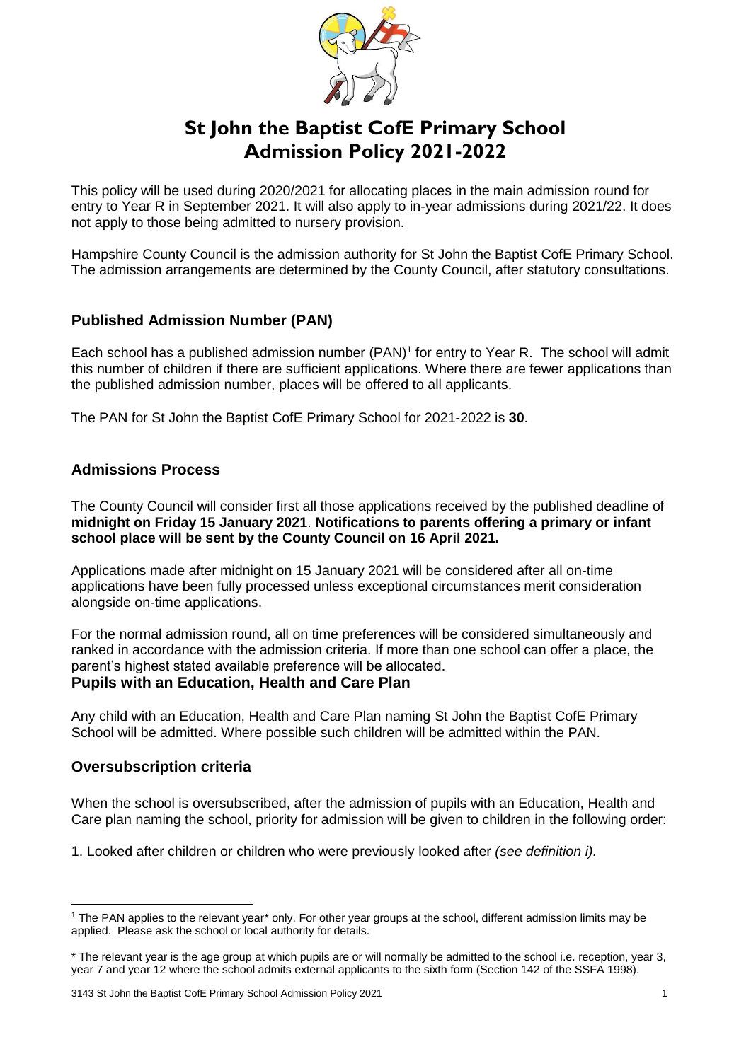# St John the Baptist CofE Primary School Admission Policy 2021-2022

This policy will be used during 2020/2021 for allocating places in the main admission round for entry to Year R in September 2021. It will also apply to in-year admissions during 2021/22. It does not apply to those being admitted to nursery provision.

Hampshire County Council is the admission authority for St John the Baptist CofE Primary School. The admission arrangements are determined by the County Council, after statutory consultations.

## Published Admission Number (PAN)

Each school has a published admission number (PAN)[1] for entry to Year R. The school will admit this number of children if there are sufficient applications. Where there are fewer applications than the published admission number, places will be offered to all applicants.

The PAN for St John the Baptist CofE Primary School for 2021-2022 is **30**.

## Admissions Process

The County Council will consider first all those applications received by the published deadline of **midnight on Friday 15 January 2021**. **Notifications to parents offering a primary or infant school place will be sent by the County Council on 16 April 2021.**

Applications made after midnight on 15 January 2021 will be considered after all on-time applications have been fully processed unless exceptional circumstances merit consideration alongside on-time applications.

For the normal admission round, all on time preferences will be considered simultaneously and ranked in accordance with the admission criteria. If more than one school can offer a place, the parent's highest stated available preference will be allocated.

## Pupils with an Education, Health and Care Plan

Any child with an Education, Health and Care Plan naming St John the Baptist CofE Primary School will be admitted. Where possible such children will be admitted within the PAN.

## Oversubscription criteria

When the school is oversubscribed, after the admission of pupils with an Education, Health and Care plan naming the school, priority for admission will be given to children in the following order:

1. Looked after children or children who were previously looked after *(see definition i).*

---

[1] The PAN applies to the relevant year* only. For other year groups at the school, different admission limits may be applied. Please ask the school or local authority for details.

* The relevant year is the age group at which pupils are or will normally be admitted to the school i.e. reception, year 3, year 7 and year 12 where the school admits external applicants to the sixth form (Section 142 of the SSFA 1998).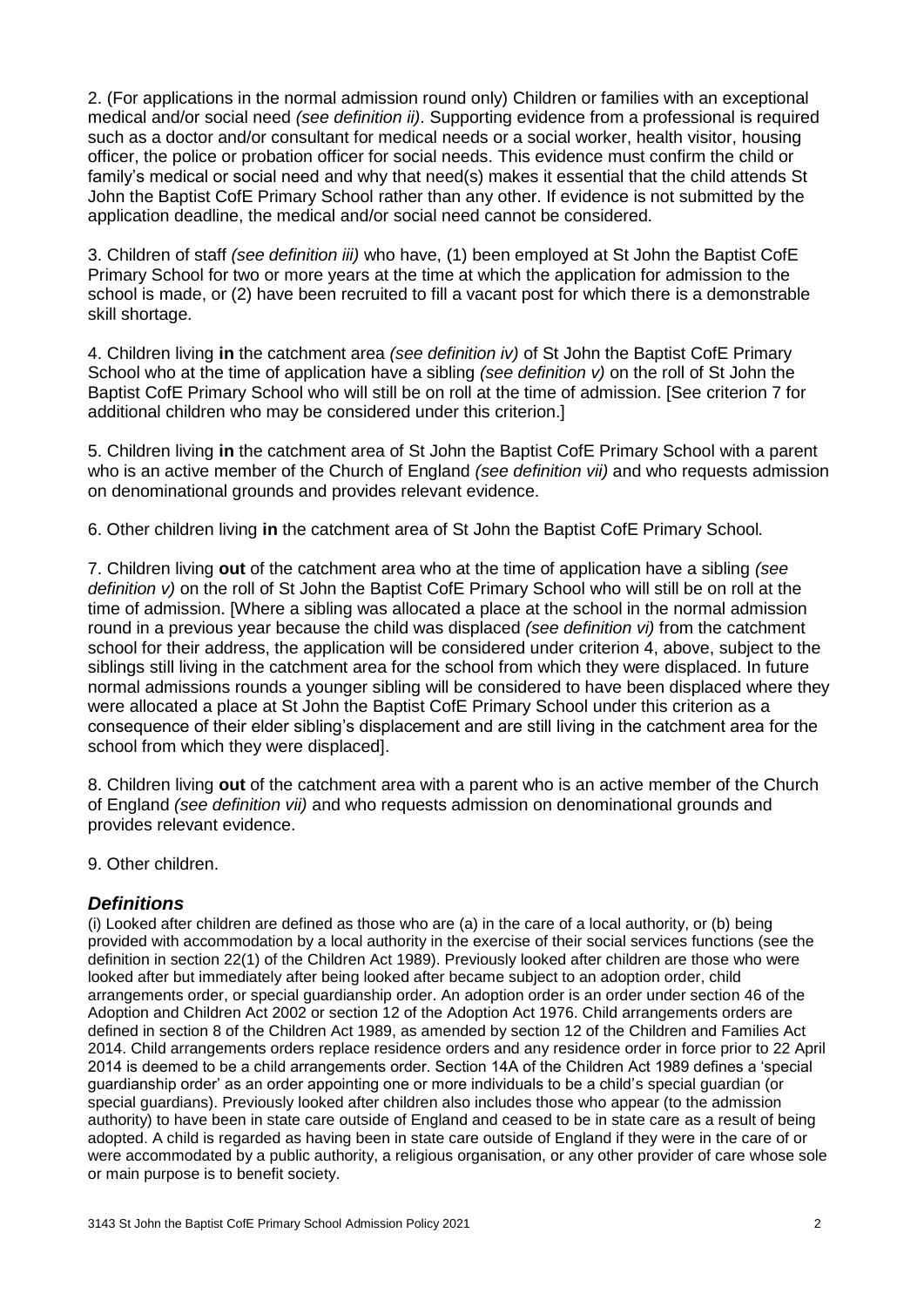2. (For applications in the normal admission round only) Children or families with an exceptional medical and/or social need *(see definition ii)*. Supporting evidence from a professional is required such as a doctor and/or consultant for medical needs or a social worker, health visitor, housing officer, the police or probation officer for social needs. This evidence must confirm the child or family's medical or social need and why that need(s) makes it essential that the child attends St John the Baptist CofE Primary School rather than any other. If evidence is not submitted by the application deadline, the medical and/or social need cannot be considered.

3. Children of staff *(see definition iii)* who have, (1) been employed at St John the Baptist CofE Primary School for two or more years at the time at which the application for admission to the school is made, or (2) have been recruited to fill a vacant post for which there is a demonstrable skill shortage.

4. Children living **in** the catchment area *(see definition iv)* of St John the Baptist CofE Primary School who at the time of application have a sibling *(see definition v)* on the roll of St John the Baptist CofE Primary School who will still be on roll at the time of admission. [See criterion 7 for additional children who may be considered under this criterion.]

5. Children living **in** the catchment area of St John the Baptist CofE Primary School with a parent who is an active member of the Church of England *(see definition vii)* and who requests admission on denominational grounds and provides relevant evidence.

6. Other children living **in** the catchment area of St John the Baptist CofE Primary School.

7. Children living **out** of the catchment area who at the time of application have a sibling *(see definition v)* on the roll of St John the Baptist CofE Primary School who will still be on roll at the time of admission. [Where a sibling was allocated a place at the school in the normal admission round in a previous year because the child was displaced *(see definition vi)* from the catchment school for their address, the application will be considered under criterion 4, above, subject to the siblings still living in the catchment area for the school from which they were displaced. In future normal admissions rounds a younger sibling will be considered to have been displaced where they were allocated a place at St John the Baptist CofE Primary School under this criterion as a consequence of their elder sibling's displacement and are still living in the catchment area for the school from which they were displaced].

8. Children living **out** of the catchment area with a parent who is an active member of the Church of England *(see definition vii)* and who requests admission on denominational grounds and provides relevant evidence.

9. Other children.

## *Definitions*

(i) Looked after children are defined as those who are (a) in the care of a local authority, or (b) being provided with accommodation by a local authority in the exercise of their social services functions (see the definition in section 22(1) of the Children Act 1989). Previously looked after children are those who were looked after but immediately after being looked after became subject to an adoption order, child arrangements order, or special guardianship order. An adoption order is an order under section 46 of the Adoption and Children Act 2002 or section 12 of the Adoption Act 1976. Child arrangements orders are defined in section 8 of the Children Act 1989, as amended by section 12 of the Children and Families Act 2014. Child arrangements orders replace residence orders and any residence order in force prior to 22 April 2014 is deemed to be a child arrangements order. Section 14A of the Children Act 1989 defines a 'special guardianship order' as an order appointing one or more individuals to be a child's special guardian (or special guardians). Previously looked after children also includes those who appear (to the admission authority) to have been in state care outside of England and ceased to be in state care as a result of being adopted. A child is regarded as having been in state care outside of England if they were in the care of or were accommodated by a public authority, a religious organisation, or any other provider of care whose sole or main purpose is to benefit society.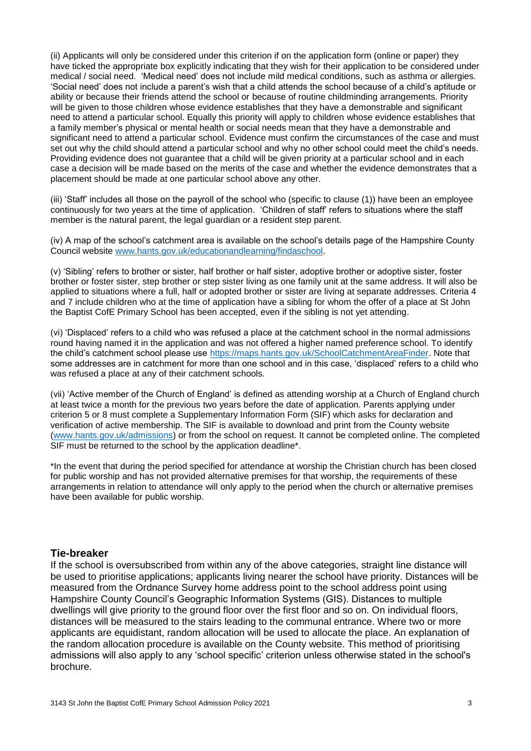(ii) Applicants will only be considered under this criterion if on the application form (online or paper) they have ticked the appropriate box explicitly indicating that they wish for their application to be considered under medical / social need. 'Medical need' does not include mild medical conditions, such as asthma or allergies. 'Social need' does not include a parent's wish that a child attends the school because of a child's aptitude or ability or because their friends attend the school or because of routine childminding arrangements. Priority will be given to those children whose evidence establishes that they have a demonstrable and significant need to attend a particular school. Equally this priority will apply to children whose evidence establishes that a family member's physical or mental health or social needs mean that they have a demonstrable and significant need to attend a particular school. Evidence must confirm the circumstances of the case and must set out why the child should attend a particular school and why no other school could meet the child's needs. Providing evidence does not guarantee that a child will be given priority at a particular school and in each case a decision will be made based on the merits of the case and whether the evidence demonstrates that a placement should be made at one particular school above any other.

(iii) 'Staff' includes all those on the payroll of the school who (specific to clause (1)) have been an employee continuously for two years at the time of application. 'Children of staff' refers to situations where the staff member is the natural parent, the legal guardian or a resident step parent.

(iv) A map of the school's catchment area is available on the school's details page of the Hampshire County Council website [www.hants.gov.uk/educationandlearning/findaschool](http://www.hants.gov.uk/educationandlearning/findaschool).

(v) 'Sibling' refers to brother or sister, half brother or half sister, adoptive brother or adoptive sister, foster brother or foster sister, step brother or step sister living as one family unit at the same address. It will also be applied to situations where a full, half or adopted brother or sister are living at separate addresses. Criteria 4 and 7 include children who at the time of application have a sibling for whom the offer of a place at St John the Baptist CofE Primary School has been accepted, even if the sibling is not yet attending.

(vi) 'Displaced' refers to a child who was refused a place at the catchment school in the normal admissions round having named it in the application and was not offered a higher named preference school. To identify the child's catchment school please use [https://maps.hants.gov.uk/SchoolCatchmentAreaFinder](https://maps.hants.gov.uk/SchoolCatchmentAreaFinder). Note that some addresses are in catchment for more than one school and in this case, 'displaced' refers to a child who was refused a place at any of their catchment schools.

(vii) 'Active member of the Church of England' is defined as attending worship at a Church of England church at least twice a month for the previous two years before the date of application. Parents applying under criterion 5 or 8 must complete a Supplementary Information Form (SIF) which asks for declaration and verification of active membership. The SIF is available to download and print from the County website ([www.hants.gov.uk/admissions](http://www.hants.gov.uk/admissions)) or from the school on request. It cannot be completed online. The completed SIF must be returned to the school by the application deadline*.

*In the event that during the period specified for attendance at worship the Christian church has been closed for public worship and has not provided alternative premises for that worship, the requirements of these arrangements in relation to attendance will only apply to the period when the church or alternative premises have been available for public worship.

## Tie-breaker

If the school is oversubscribed from within any of the above categories, straight line distance will be used to prioritise applications; applicants living nearer the school have priority. Distances will be measured from the Ordnance Survey home address point to the school address point using Hampshire County Council's Geographic Information Systems (GIS). Distances to multiple dwellings will give priority to the ground floor over the first floor and so on. On individual floors, distances will be measured to the stairs leading to the communal entrance. Where two or more applicants are equidistant, random allocation will be used to allocate the place. An explanation of the random allocation procedure is available on the County website. This method of prioritising admissions will also apply to any 'school specific' criterion unless otherwise stated in the school's brochure.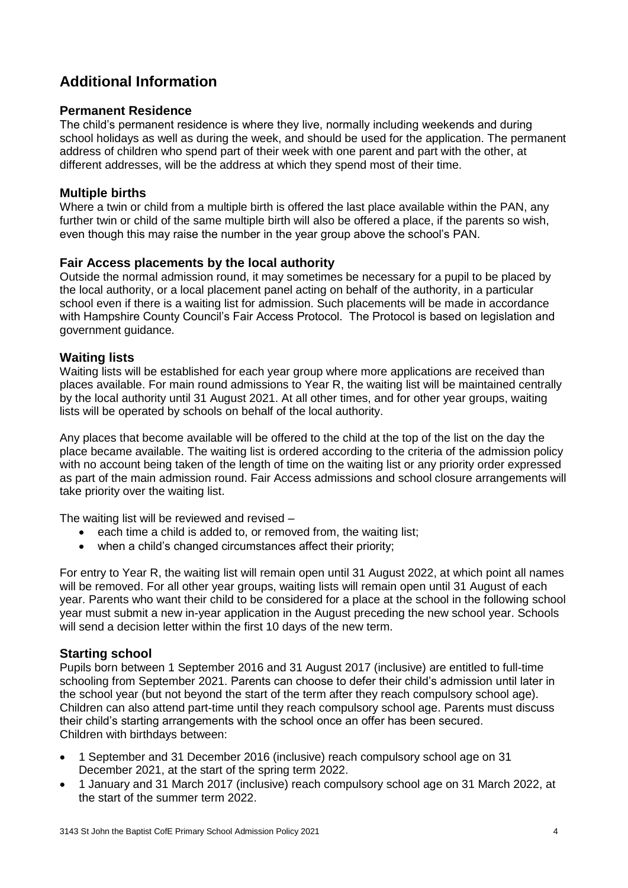# Additional Information

## Permanent Residence

The child's permanent residence is where they live, normally including weekends and during school holidays as well as during the week, and should be used for the application. The permanent address of children who spend part of their week with one parent and part with the other, at different addresses, will be the address at which they spend most of their time.

## Multiple births

Where a twin or child from a multiple birth is offered the last place available within the PAN, any further twin or child of the same multiple birth will also be offered a place, if the parents so wish, even though this may raise the number in the year group above the school's PAN.

## Fair Access placements by the local authority

Outside the normal admission round, it may sometimes be necessary for a pupil to be placed by the local authority, or a local placement panel acting on behalf of the authority, in a particular school even if there is a waiting list for admission. Such placements will be made in accordance with Hampshire County Council's Fair Access Protocol. The Protocol is based on legislation and government guidance.

## Waiting lists

Waiting lists will be established for each year group where more applications are received than places available. For main round admissions to Year R, the waiting list will be maintained centrally by the local authority until 31 August 2021. At all other times, and for other year groups, waiting lists will be operated by schools on behalf of the local authority.

Any places that become available will be offered to the child at the top of the list on the day the place became available. The waiting list is ordered according to the criteria of the admission policy with no account being taken of the length of time on the waiting list or any priority order expressed as part of the main admission round. Fair Access admissions and school closure arrangements will take priority over the waiting list.

The waiting list will be reviewed and revised –

- each time a child is added to, or removed from, the waiting list;
- when a child's changed circumstances affect their priority;

For entry to Year R, the waiting list will remain open until 31 August 2022, at which point all names will be removed. For all other year groups, waiting lists will remain open until 31 August of each year. Parents who want their child to be considered for a place at the school in the following school year must submit a new in-year application in the August preceding the new school year. Schools will send a decision letter within the first 10 days of the new term.

## Starting school

Pupils born between 1 September 2016 and 31 August 2017 (inclusive) are entitled to full-time schooling from September 2021. Parents can choose to defer their child's admission until later in the school year (but not beyond the start of the term after they reach compulsory school age). Children can also attend part-time until they reach compulsory school age. Parents must discuss their child's starting arrangements with the school once an offer has been secured.
Children with birthdays between:

- 1 September and 31 December 2016 (inclusive) reach compulsory school age on 31 December 2021, at the start of the spring term 2022.
- 1 January and 31 March 2017 (inclusive) reach compulsory school age on 31 March 2022, at the start of the summer term 2022.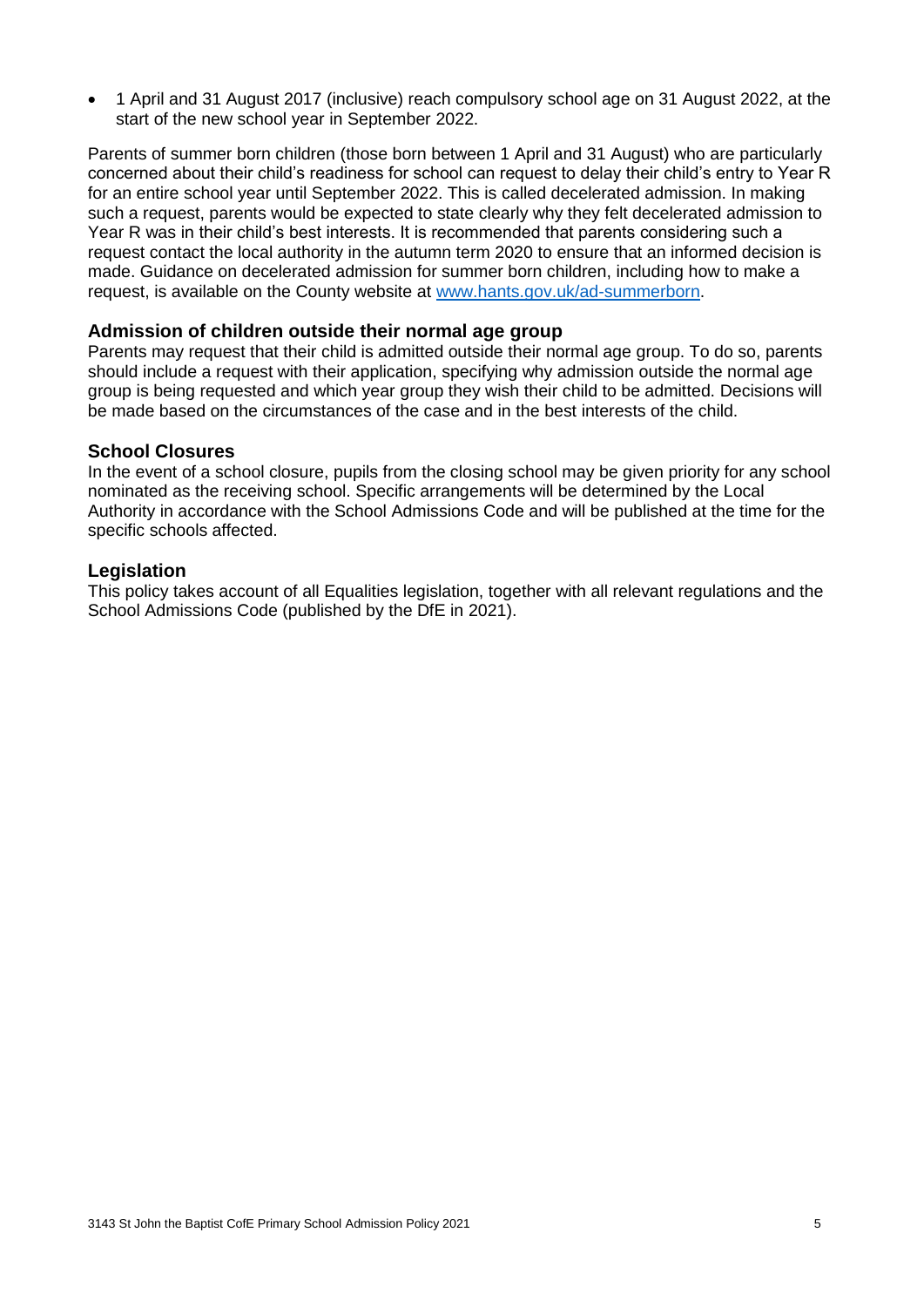- 1 April and 31 August 2017 (inclusive) reach compulsory school age on 31 August 2022, at the start of the new school year in September 2022.

Parents of summer born children (those born between 1 April and 31 August) who are particularly concerned about their child's readiness for school can request to delay their child's entry to Year R for an entire school year until September 2022. This is called decelerated admission. In making such a request, parents would be expected to state clearly why they felt decelerated admission to Year R was in their child's best interests. It is recommended that parents considering such a request contact the local authority in the autumn term 2020 to ensure that an informed decision is made. Guidance on decelerated admission for summer born children, including how to make a request, is available on the County website at [www.hants.gov.uk/ad-summerborn](www.hants.gov.uk/ad-summerborn).

### Admission of children outside their normal age group

Parents may request that their child is admitted outside their normal age group. To do so, parents should include a request with their application, specifying why admission outside the normal age group is being requested and which year group they wish their child to be admitted. Decisions will be made based on the circumstances of the case and in the best interests of the child.

### School Closures

In the event of a school closure, pupils from the closing school may be given priority for any school nominated as the receiving school. Specific arrangements will be determined by the Local Authority in accordance with the School Admissions Code and will be published at the time for the specific schools affected.

### Legislation

This policy takes account of all Equalities legislation, together with all relevant regulations and the School Admissions Code (published by the DfE in 2021).